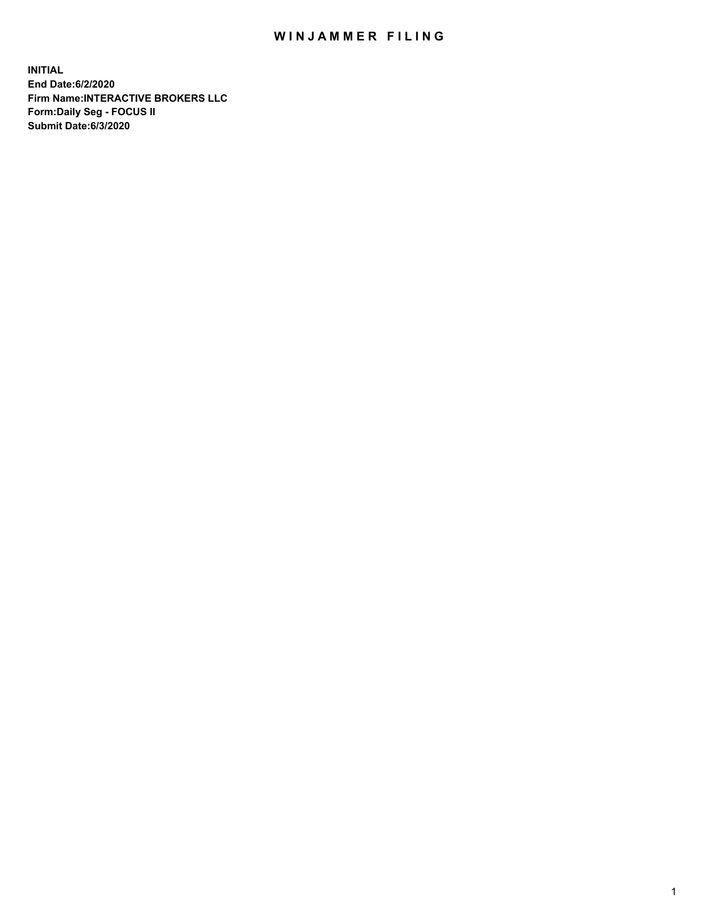# WINJAMMER FILING

**INITIAL**
**End Date:6/2/2020**
**Firm Name:INTERACTIVE BROKERS LLC**
**Form:Daily Seg - FOCUS II**
**Submit Date:6/3/2020**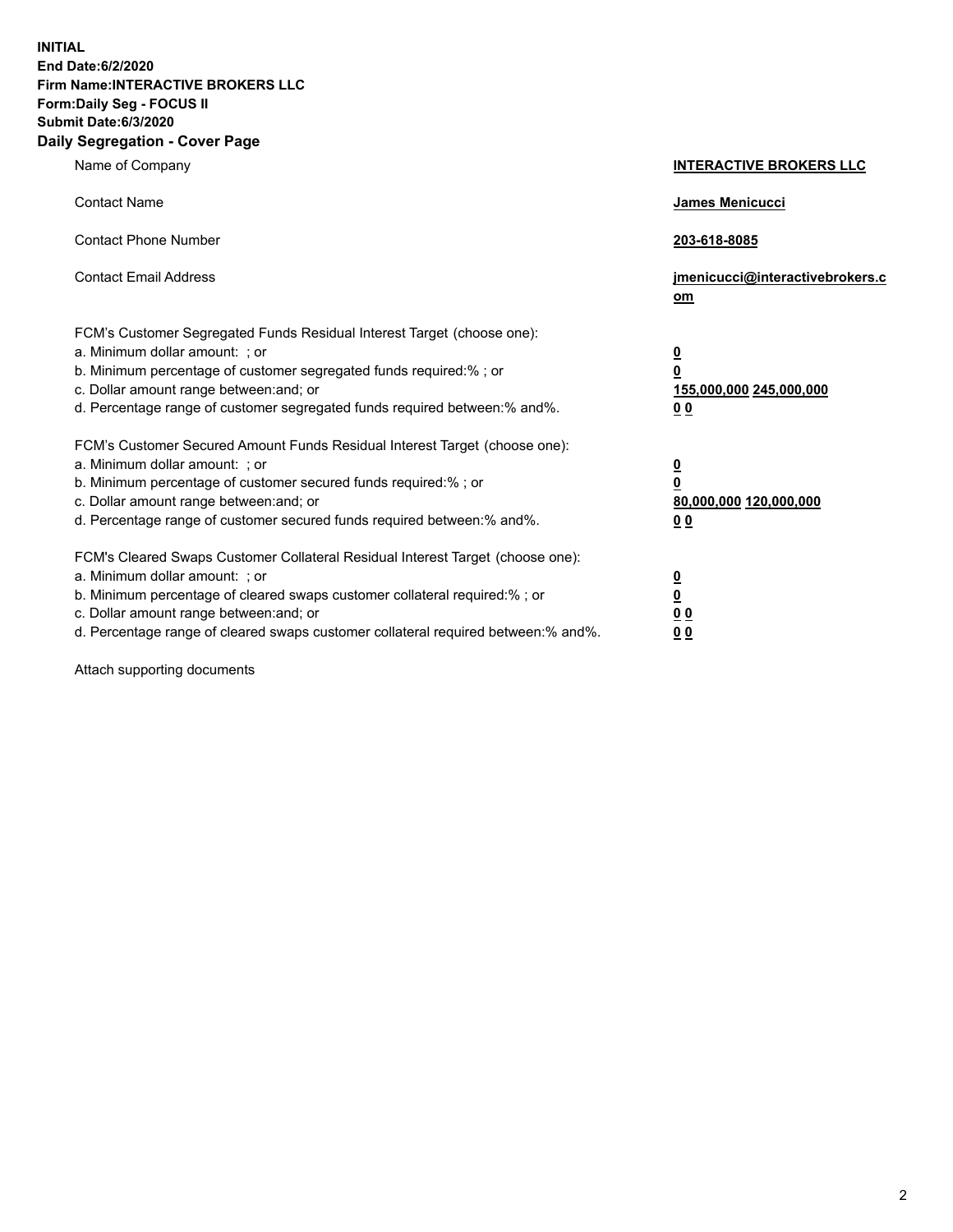**INITIAL**
**End Date:6/2/2020**
**Firm Name:INTERACTIVE BROKERS LLC**
**Form:Daily Seg - FOCUS II**
**Submit Date:6/3/2020**

## Daily Segregation - Cover Page

| | |
|---|---|
| Name of Company | **INTERACTIVE BROKERS LLC** |
| Contact Name | **James Menicucci** |
| Contact Phone Number | **203-618-8085** |
| Contact Email Address | **jmenicucci@interactivebrokers.com** |
| FCM's Customer Segregated Funds Residual Interest Target (choose one): | |
| a. Minimum dollar amount: ; or | **0** |
| b. Minimum percentage of customer segregated funds required:% ; or | **0** |
| c. Dollar amount range between:and; or | **155,000,000 245,000,000** |
| d. Percentage range of customer segregated funds required between:% and%. | **0 0** |
| FCM's Customer Secured Amount Funds Residual Interest Target (choose one): | |
| a. Minimum dollar amount: ; or | **0** |
| b. Minimum percentage of customer secured funds required:% ; or | **0** |
| c. Dollar amount range between:and; or | **80,000,000 120,000,000** |
| d. Percentage range of customer secured funds required between:% and%. | **0 0** |
| FCM's Cleared Swaps Customer Collateral Residual Interest Target (choose one): | |
| a. Minimum dollar amount: ; or | **0** |
| b. Minimum percentage of cleared swaps customer collateral required:% ; or | **0** |
| c. Dollar amount range between:and; or | **0 0** |
| d. Percentage range of cleared swaps customer collateral required between:% and%. | **0 0** |

Attach supporting documents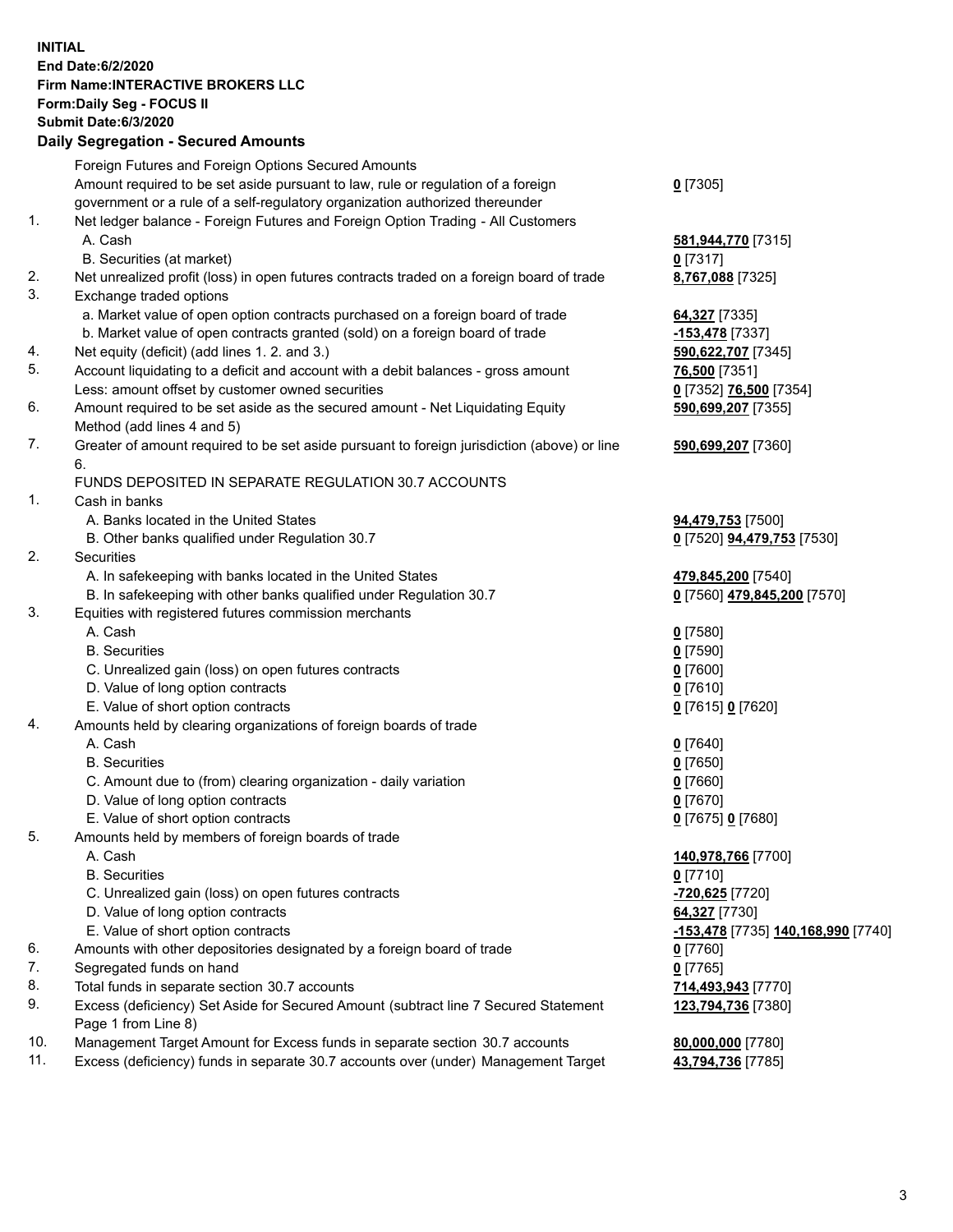**INITIAL**
**End Date:6/2/2020**
**Firm Name:INTERACTIVE BROKERS LLC**
**Form:Daily Seg - FOCUS II**
**Submit Date:6/3/2020**

## Daily Segregation - Secured Amounts

| | | |
|---|---|---|
| | Foreign Futures and Foreign Options Secured Amounts | |
| | Amount required to be set aside pursuant to law, rule or regulation of a foreign government or a rule of a self-regulatory organization authorized thereunder | **0** [7305] |
| 1. | Net ledger balance - Foreign Futures and Foreign Option Trading - All Customers | |
| | A. Cash | **581,944,770** [7315] |
| | B. Securities (at market) | **0** [7317] |
| 2. | Net unrealized profit (loss) in open futures contracts traded on a foreign board of trade | **8,767,088** [7325] |
| 3. | Exchange traded options | |
| | a. Market value of open option contracts purchased on a foreign board of trade | **64,327** [7335] |
| | b. Market value of open contracts granted (sold) on a foreign board of trade | **-153,478** [7337] |
| 4. | Net equity (deficit) (add lines 1. 2. and 3.) | **590,622,707** [7345] |
| 5. | Account liquidating to a deficit and account with a debit balances - gross amount | **76,500** [7351] |
| | Less: amount offset by customer owned securities | **0** [7352] **76,500** [7354] |
| 6. | Amount required to be set aside as the secured amount - Net Liquidating Equity Method (add lines 4 and 5) | **590,699,207** [7355] |
| 7. | Greater of amount required to be set aside pursuant to foreign jurisdiction (above) or line 6. | **590,699,207** [7360] |
| | FUNDS DEPOSITED IN SEPARATE REGULATION 30.7 ACCOUNTS | |
| 1. | Cash in banks | |
| | A. Banks located in the United States | **94,479,753** [7500] |
| | B. Other banks qualified under Regulation 30.7 | **0** [7520] **94,479,753** [7530] |
| 2. | Securities | |
| | A. In safekeeping with banks located in the United States | **479,845,200** [7540] |
| | B. In safekeeping with other banks qualified under Regulation 30.7 | **0** [7560] **479,845,200** [7570] |
| 3. | Equities with registered futures commission merchants | |
| | A. Cash | **0** [7580] |
| | B. Securities | **0** [7590] |
| | C. Unrealized gain (loss) on open futures contracts | **0** [7600] |
| | D. Value of long option contracts | **0** [7610] |
| | E. Value of short option contracts | **0** [7615] **0** [7620] |
| 4. | Amounts held by clearing organizations of foreign boards of trade | |
| | A. Cash | **0** [7640] |
| | B. Securities | **0** [7650] |
| | C. Amount due to (from) clearing organization - daily variation | **0** [7660] |
| | D. Value of long option contracts | **0** [7670] |
| | E. Value of short option contracts | **0** [7675] **0** [7680] |
| 5. | Amounts held by members of foreign boards of trade | |
| | A. Cash | **140,978,766** [7700] |
| | B. Securities | **0** [7710] |
| | C. Unrealized gain (loss) on open futures contracts | **-720,625** [7720] |
| | D. Value of long option contracts | **64,327** [7730] |
| | E. Value of short option contracts | **-153,478** [7735] **140,168,990** [7740] |
| 6. | Amounts with other depositories designated by a foreign board of trade | **0** [7760] |
| 7. | Segregated funds on hand | **0** [7765] |
| 8. | Total funds in separate section 30.7 accounts | **714,493,943** [7770] |
| 9. | Excess (deficiency) Set Aside for Secured Amount (subtract line 7 Secured Statement Page 1 from Line 8) | **123,794,736** [7380] |
| 10. | Management Target Amount for Excess funds in separate section 30.7 accounts | **80,000,000** [7780] |
| 11. | Excess (deficiency) funds in separate 30.7 accounts over (under) Management Target | **43,794,736** [7785] |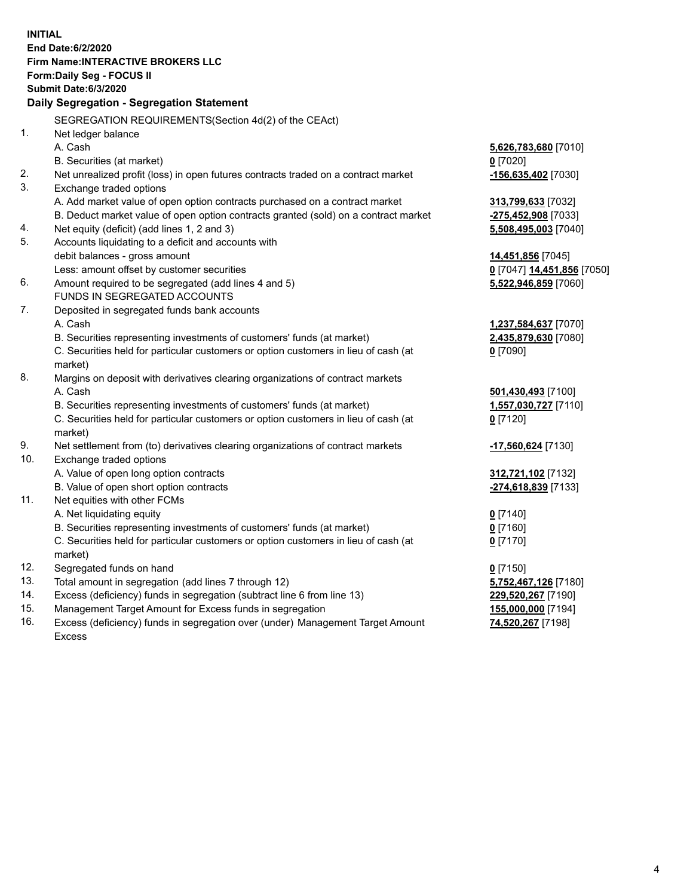**INITIAL**
**End Date:6/2/2020**
**Firm Name:INTERACTIVE BROKERS LLC**
**Form:Daily Seg - FOCUS II**
**Submit Date:6/3/2020**

## Daily Segregation - Segregation Statement

SEGREGATION REQUIREMENTS(Section 4d(2) of the CEAct)

| | | |
|---|---|---|
| 1. | Net ledger balance | |
| | A. Cash | **5,626,783,680** [7010] |
| | B. Securities (at market) | **0** [7020] |
| 2. | Net unrealized profit (loss) in open futures contracts traded on a contract market | **-156,635,402** [7030] |
| 3. | Exchange traded options | |
| | A. Add market value of open option contracts purchased on a contract market | **313,799,633** [7032] |
| | B. Deduct market value of open option contracts granted (sold) on a contract market | **-275,452,908** [7033] |
| 4. | Net equity (deficit) (add lines 1, 2 and 3) | **5,508,495,003** [7040] |
| 5. | Accounts liquidating to a deficit and accounts with debit balances - gross amount | **14,451,856** [7045] |
| | Less: amount offset by customer securities | **0** [7047] **14,451,856** [7050] |
| 6. | Amount required to be segregated (add lines 4 and 5) | **5,522,946,859** [7060] |
| | FUNDS IN SEGREGATED ACCOUNTS | |
| 7. | Deposited in segregated funds bank accounts | |
| | A. Cash | **1,237,584,637** [7070] |
| | B. Securities representing investments of customers' funds (at market) | **2,435,879,630** [7080] |
| | C. Securities held for particular customers or option customers in lieu of cash (at market) | **0** [7090] |
| 8. | Margins on deposit with derivatives clearing organizations of contract markets | |
| | A. Cash | **501,430,493** [7100] |
| | B. Securities representing investments of customers' funds (at market) | **1,557,030,727** [7110] |
| | C. Securities held for particular customers or option customers in lieu of cash (at market) | **0** [7120] |
| 9. | Net settlement from (to) derivatives clearing organizations of contract markets | **-17,560,624** [7130] |
| 10. | Exchange traded options | |
| | A. Value of open long option contracts | **312,721,102** [7132] |
| | B. Value of open short option contracts | **-274,618,839** [7133] |
| 11. | Net equities with other FCMs | |
| | A. Net liquidating equity | **0** [7140] |
| | B. Securities representing investments of customers' funds (at market) | **0** [7160] |
| | C. Securities held for particular customers or option customers in lieu of cash (at market) | **0** [7170] |
| 12. | Segregated funds on hand | **0** [7150] |
| 13. | Total amount in segregation (add lines 7 through 12) | **5,752,467,126** [7180] |
| 14. | Excess (deficiency) funds in segregation (subtract line 6 from line 13) | **229,520,267** [7190] |
| 15. | Management Target Amount for Excess funds in segregation | **155,000,000** [7194] |
| 16. | Excess (deficiency) funds in segregation over (under) Management Target Amount Excess | **74,520,267** [7198] |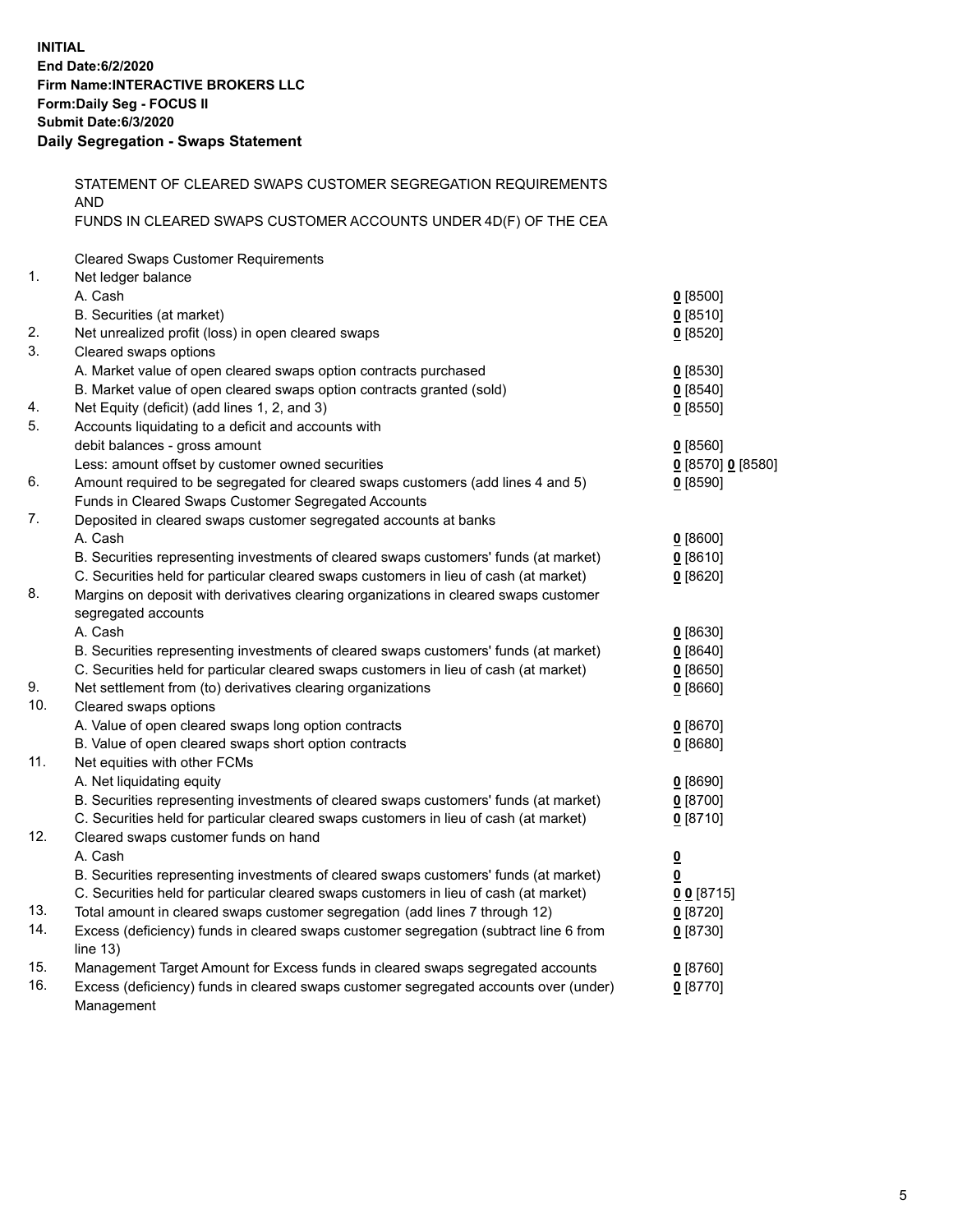**INITIAL**
**End Date:6/2/2020**
**Firm Name:INTERACTIVE BROKERS LLC**
**Form:Daily Seg - FOCUS II**
**Submit Date:6/3/2020**
**Daily Segregation - Swaps Statement**

STATEMENT OF CLEARED SWAPS CUSTOMER SEGREGATION REQUIREMENTS AND FUNDS IN CLEARED SWAPS CUSTOMER ACCOUNTS UNDER 4D(F) OF THE CEA

| | | |
|---|---|---|
| | Cleared Swaps Customer Requirements | |
| 1. | Net ledger balance | |
| | A. Cash | 0 [8500] |
| | B. Securities (at market) | 0 [8510] |
| 2. | Net unrealized profit (loss) in open cleared swaps | 0 [8520] |
| 3. | Cleared swaps options | |
| | A. Market value of open cleared swaps option contracts purchased | 0 [8530] |
| | B. Market value of open cleared swaps option contracts granted (sold) | 0 [8540] |
| 4. | Net Equity (deficit) (add lines 1, 2, and 3) | 0 [8550] |
| 5. | Accounts liquidating to a deficit and accounts with debit balances - gross amount | 0 [8560] |
| | Less: amount offset by customer owned securities | 0 [8570] 0 [8580] |
| 6. | Amount required to be segregated for cleared swaps customers (add lines 4 and 5) | 0 [8590] |
| | Funds in Cleared Swaps Customer Segregated Accounts | |
| 7. | Deposited in cleared swaps customer segregated accounts at banks | |
| | A. Cash | 0 [8600] |
| | B. Securities representing investments of cleared swaps customers' funds (at market) | 0 [8610] |
| | C. Securities held for particular cleared swaps customers in lieu of cash (at market) | 0 [8620] |
| 8. | Margins on deposit with derivatives clearing organizations in cleared swaps customer segregated accounts | |
| | A. Cash | 0 [8630] |
| | B. Securities representing investments of cleared swaps customers' funds (at market) | 0 [8640] |
| | C. Securities held for particular cleared swaps customers in lieu of cash (at market) | 0 [8650] |
| 9. | Net settlement from (to) derivatives clearing organizations | 0 [8660] |
| 10. | Cleared swaps options | |
| | A. Value of open cleared swaps long option contracts | 0 [8670] |
| | B. Value of open cleared swaps short option contracts | 0 [8680] |
| 11. | Net equities with other FCMs | |
| | A. Net liquidating equity | 0 [8690] |
| | B. Securities representing investments of cleared swaps customers' funds (at market) | 0 [8700] |
| | C. Securities held for particular cleared swaps customers in lieu of cash (at market) | 0 [8710] |
| 12. | Cleared swaps customer funds on hand | |
| | A. Cash | 0 |
| | B. Securities representing investments of cleared swaps customers' funds (at market) | 0 |
| | C. Securities held for particular cleared swaps customers in lieu of cash (at market) | 0 0 [8715] |
| 13. | Total amount in cleared swaps customer segregation (add lines 7 through 12) | 0 [8720] |
| 14. | Excess (deficiency) funds in cleared swaps customer segregation (subtract line 6 from line 13) | 0 [8730] |
| 15. | Management Target Amount for Excess funds in cleared swaps segregated accounts | 0 [8760] |
| 16. | Excess (deficiency) funds in cleared swaps customer segregated accounts over (under) Management | 0 [8770] |